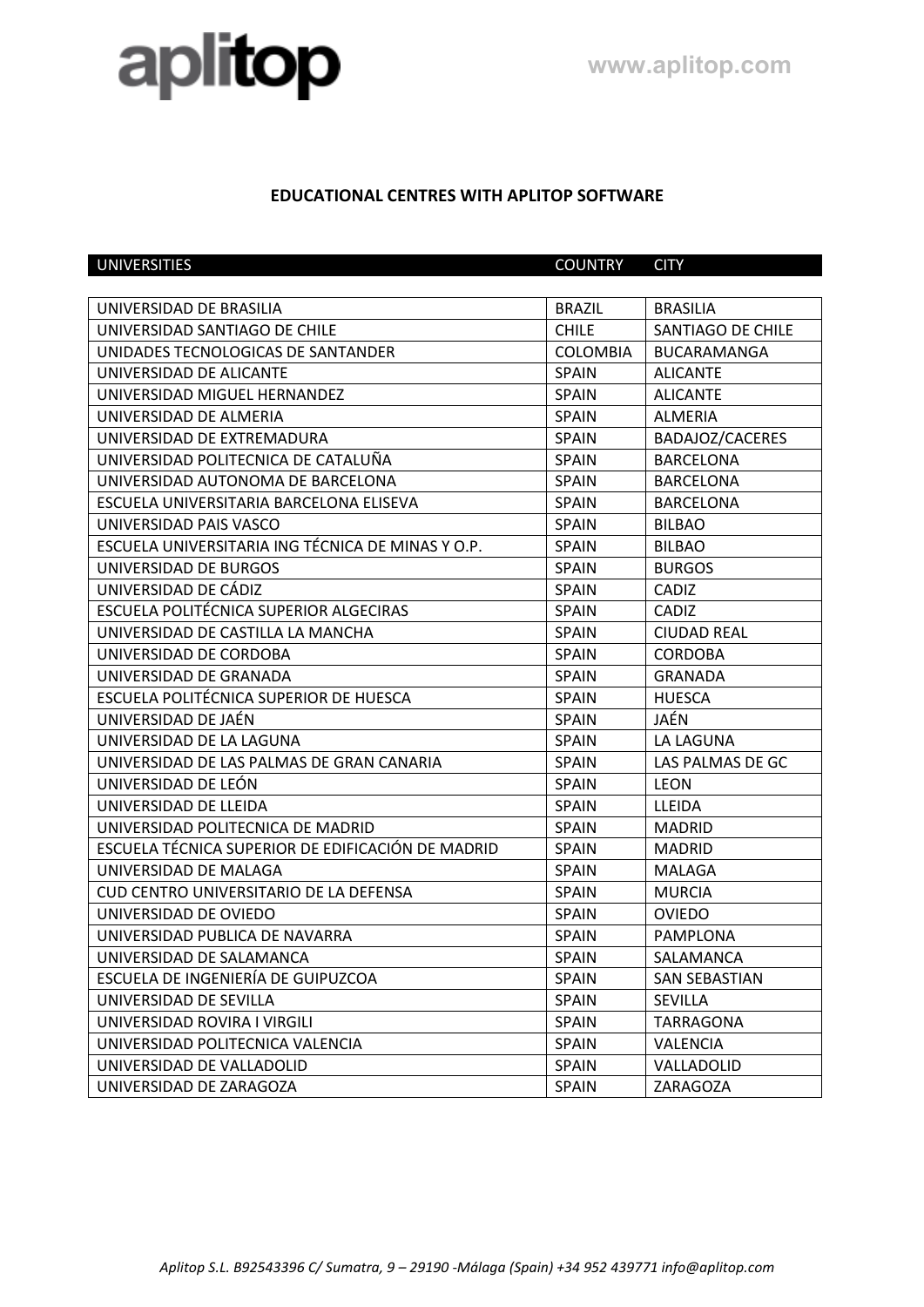# aplitop

www.aplitop.com

## EDUCATIONAL CENTRES WITH APLITOP SOFTWARE

| UNIVERSITIES | COUNTRY | CITY |
|---|---|---|
| UNIVERSIDAD DE BRASILIA | BRAZIL | BRASILIA |
| UNIVERSIDAD SANTIAGO DE CHILE | CHILE | SANTIAGO DE CHILE |
| UNIDADES TECNOLOGICAS DE SANTANDER | COLOMBIA | BUCARAMANGA |
| UNIVERSIDAD DE ALICANTE | SPAIN | ALICANTE |
| UNIVERSIDAD MIGUEL HERNANDEZ | SPAIN | ALICANTE |
| UNIVERSIDAD DE ALMERIA | SPAIN | ALMERIA |
| UNIVERSIDAD DE EXTREMADURA | SPAIN | BADAJOZ/CACERES |
| UNIVERSIDAD POLITECNICA DE CATALUÑA | SPAIN | BARCELONA |
| UNIVERSIDAD AUTONOMA DE BARCELONA | SPAIN | BARCELONA |
| ESCUELA UNIVERSITARIA BARCELONA ELISEVA | SPAIN | BARCELONA |
| UNIVERSIDAD PAIS VASCO | SPAIN | BILBAO |
| ESCUELA UNIVERSITARIA ING TÉCNICA DE MINAS Y O.P. | SPAIN | BILBAO |
| UNIVERSIDAD DE BURGOS | SPAIN | BURGOS |
| UNIVERSIDAD DE CÁDIZ | SPAIN | CADIZ |
| ESCUELA POLITÉCNICA SUPERIOR ALGECIRAS | SPAIN | CADIZ |
| UNIVERSIDAD DE CASTILLA LA MANCHA | SPAIN | CIUDAD REAL |
| UNIVERSIDAD DE CORDOBA | SPAIN | CORDOBA |
| UNIVERSIDAD DE GRANADA | SPAIN | GRANADA |
| ESCUELA POLITÉCNICA SUPERIOR DE HUESCA | SPAIN | HUESCA |
| UNIVERSIDAD DE JAÉN | SPAIN | JAÉN |
| UNIVERSIDAD DE LA LAGUNA | SPAIN | LA LAGUNA |
| UNIVERSIDAD DE LAS PALMAS DE GRAN CANARIA | SPAIN | LAS PALMAS DE GC |
| UNIVERSIDAD DE LEÓN | SPAIN | LEON |
| UNIVERSIDAD DE LLEIDA | SPAIN | LLEIDA |
| UNIVERSIDAD POLITECNICA DE MADRID | SPAIN | MADRID |
| ESCUELA TÉCNICA SUPERIOR DE EDIFICACIÓN DE MADRID | SPAIN | MADRID |
| UNIVERSIDAD DE MALAGA | SPAIN | MALAGA |
| CUD CENTRO UNIVERSITARIO DE LA DEFENSA | SPAIN | MURCIA |
| UNIVERSIDAD DE OVIEDO | SPAIN | OVIEDO |
| UNIVERSIDAD PUBLICA DE NAVARRA | SPAIN | PAMPLONA |
| UNIVERSIDAD DE SALAMANCA | SPAIN | SALAMANCA |
| ESCUELA DE INGENIERÍA DE GUIPUZCOA | SPAIN | SAN SEBASTIAN |
| UNIVERSIDAD DE SEVILLA | SPAIN | SEVILLA |
| UNIVERSIDAD ROVIRA I VIRGILI | SPAIN | TARRAGONA |
| UNIVERSIDAD POLITECNICA VALENCIA | SPAIN | VALENCIA |
| UNIVERSIDAD DE VALLADOLID | SPAIN | VALLADOLID |
| UNIVERSIDAD DE ZARAGOZA | SPAIN | ZARAGOZA |

*Aplitop S.L. B92543396 C/ Sumatra, 9 – 29190 -Málaga (Spain) +34 952 439771 info@aplitop.com*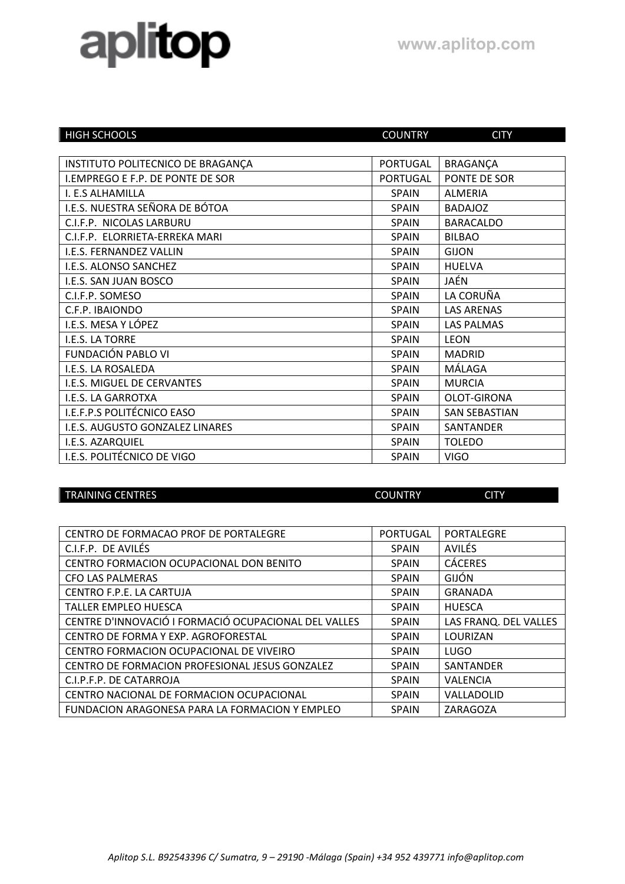| HIGH SCHOOLS | COUNTRY | CITY |
|---|---|---|
| INSTITUTO POLITECNICO DE BRAGANÇA | PORTUGAL | BRAGANÇA |
| I.EMPREGO E F.P. DE PONTE DE SOR | PORTUGAL | PONTE DE SOR |
| I. E.S ALHAMILLA | SPAIN | ALMERIA |
| I.E.S. NUESTRA SEÑORA DE BÓTOA | SPAIN | BADAJOZ |
| C.I.F.P. NICOLAS LARBURU | SPAIN | BARACALDO |
| C.I.F.P. ELORRIETA-ERREKA MARI | SPAIN | BILBAO |
| I.E.S. FERNANDEZ VALLIN | SPAIN | GIJON |
| I.E.S. ALONSO SANCHEZ | SPAIN | HUELVA |
| I.E.S. SAN JUAN BOSCO | SPAIN | JAÉN |
| C.I.F.P. SOMESO | SPAIN | LA CORUÑA |
| C.F.P. IBAIONDO | SPAIN | LAS ARENAS |
| I.E.S. MESA Y LÓPEZ | SPAIN | LAS PALMAS |
| I.E.S. LA TORRE | SPAIN | LEON |
| FUNDACIÓN PABLO VI | SPAIN | MADRID |
| I.E.S. LA ROSALEDA | SPAIN | MÁLAGA |
| I.E.S. MIGUEL DE CERVANTES | SPAIN | MURCIA |
| I.E.S. LA GARROTXA | SPAIN | OLOT-GIRONA |
| I.E.F.P.S POLITÉCNICO EASO | SPAIN | SAN SEBASTIAN |
| I.E.S. AUGUSTO GONZALEZ LINARES | SPAIN | SANTANDER |
| I.E.S. AZARQUIEL | SPAIN | TOLEDO |
| I.E.S. POLITÉCNICO DE VIGO | SPAIN | VIGO |

| TRAINING CENTRES | COUNTRY | CITY |
|---|---|---|
| CENTRO DE FORMACAO PROF DE PORTALEGRE | PORTUGAL | PORTALEGRE |
| C.I.F.P. DE AVILÉS | SPAIN | AVILÉS |
| CENTRO FORMACION OCUPACIONAL DON BENITO | SPAIN | CÁCERES |
| CFO LAS PALMERAS | SPAIN | GIJÓN |
| CENTRO F.P.E. LA CARTUJA | SPAIN | GRANADA |
| TALLER EMPLEO HUESCA | SPAIN | HUESCA |
| CENTRE D'INNOVACIÓ I FORMACIÓ OCUPACIONAL DEL VALLES | SPAIN | LAS FRANQ. DEL VALLES |
| CENTRO DE FORMA Y EXP. AGROFORESTAL | SPAIN | LOURIZAN |
| CENTRO FORMACION OCUPACIONAL DE VIVEIRO | SPAIN | LUGO |
| CENTRO DE FORMACION PROFESIONAL JESUS GONZALEZ | SPAIN | SANTANDER |
| C.I.P.F.P. DE CATARROJA | SPAIN | VALENCIA |
| CENTRO NACIONAL DE FORMACION OCUPACIONAL | SPAIN | VALLADOLID |
| FUNDACION ARAGONESA PARA LA FORMACION Y EMPLEO | SPAIN | ZARAGOZA |